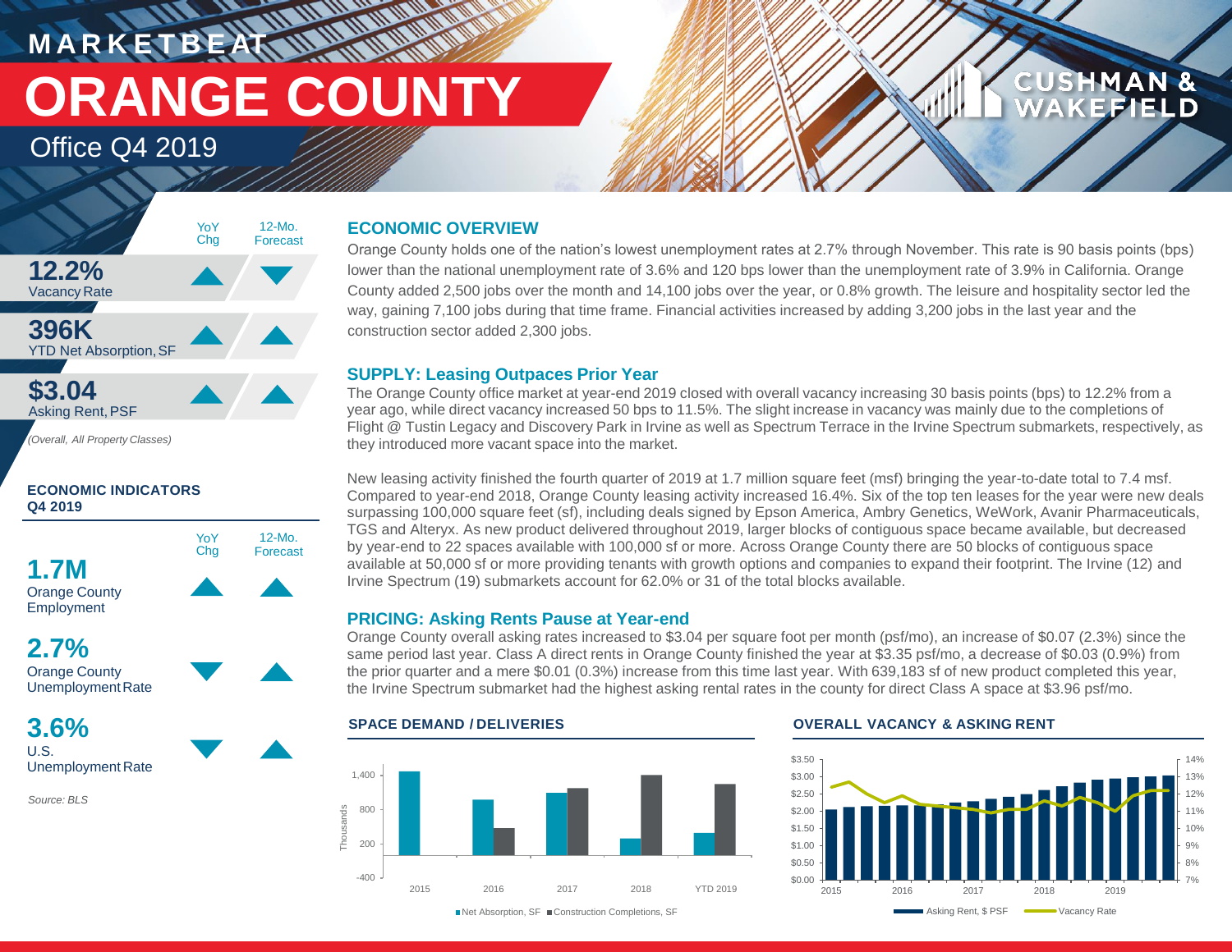# MARKETBEAT

# ORANGE COUNTY

## Office Q4 2019

| | YoY Chg | 12-Mo. Forecast |
|---|---|---|
| **12.2%** Vacancy Rate | ▲ | ▼ |
| **396K** YTD Net Absorption, SF | ▲ | ▲ |
| **$3.04** Asking Rent, PSF | ▲ | ▲ |

*(Overall, All Property Classes)*

### ECONOMIC INDICATORS Q4 2019

| | YoY Chg | 12-Mo. Forecast |
|---|---|---|
| **1.7M** Orange County Employment | ▲ | ▲ |
| **2.7%** Orange County Unemployment Rate | ▼ | ▲ |
| **3.6%** U.S. Unemployment Rate | ▼ | ▲ |

*Source: BLS*

### ECONOMIC OVERVIEW

Orange County holds one of the nation's lowest unemployment rates at 2.7% through November. This rate is 90 basis points (bps) lower than the national unemployment rate of 3.6% and 120 bps lower than the unemployment rate of 3.9% in California. Orange County added 2,500 jobs over the month and 14,100 jobs over the year, or 0.8% growth. The leisure and hospitality sector led the way, gaining 7,100 jobs during that time frame. Financial activities increased by adding 3,200 jobs in the last year and the construction sector added 2,300 jobs.

### SUPPLY: Leasing Outpaces Prior Year

The Orange County office market at year-end 2019 closed with overall vacancy increasing 30 basis points (bps) to 12.2% from a year ago, while direct vacancy increased 50 bps to 11.5%. The slight increase in vacancy was mainly due to the completions of Flight @ Tustin Legacy and Discovery Park in Irvine as well as Spectrum Terrace in the Irvine Spectrum submarkets, respectively, as they introduced more vacant space into the market.

New leasing activity finished the fourth quarter of 2019 at 1.7 million square feet (msf) bringing the year-to-date total to 7.4 msf. Compared to year-end 2018, Orange County leasing activity increased 16.4%. Six of the top ten leases for the year were new deals surpassing 100,000 square feet (sf), including deals signed by Epson America, Ambry Genetics, WeWork, Avanir Pharmaceuticals, TGS and Alteryx. As new product delivered throughout 2019, larger blocks of contiguous space became available, but decreased by year-end to 22 spaces available with 100,000 sf or more. Across Orange County there are 50 blocks of contiguous space available at 50,000 sf or more providing tenants with growth options and companies to expand their footprint. The Irvine (12) and Irvine Spectrum (19) submarkets account for 62.0% or 31 of the total blocks available.

### PRICING: Asking Rents Pause at Year-end

Orange County overall asking rates increased to $3.04 per square foot per month (psf/mo), an increase of $0.07 (2.3%) since the same period last year. Class A direct rents in Orange County finished the year at $3.35 psf/mo, a decrease of $0.03 (0.9%) from the prior quarter and a mere $0.01 (0.3%) increase from this time last year. With 639,183 sf of new product completed this year, the Irvine Spectrum submarket had the highest asking rental rates in the county for direct Class A space at $3.96 psf/mo.

### SPACE DEMAND / DELIVERIES

Thousands; Net Absorption, SF; Construction Completions, SF (2015, 2016, 2017, 2018, YTD 2019)

### OVERALL VACANCY & ASKING RENT

Asking Rent, $ PSF; Vacancy Rate (2015–2019)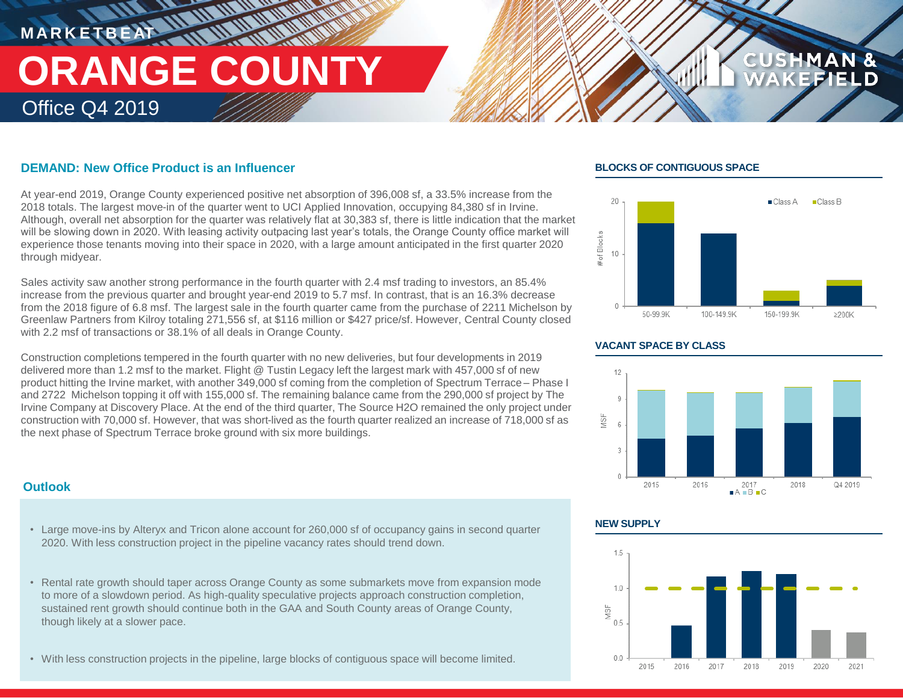MARKETBEAT

# ORANGE COUNTY

Office Q4 2019

## DEMAND: New Office Product is an Influencer

At year-end 2019, Orange County experienced positive net absorption of 396,008 sf, a 33.5% increase from the 2018 totals. The largest move-in of the quarter went to UCI Applied Innovation, occupying 84,380 sf in Irvine. Although, overall net absorption for the quarter was relatively flat at 30,383 sf, there is little indication that the market will be slowing down in 2020. With leasing activity outpacing last year's totals, the Orange County office market will experience those tenants moving into their space in 2020, with a large amount anticipated in the first quarter 2020 through midyear.

Sales activity saw another strong performance in the fourth quarter with 2.4 msf trading to investors, an 85.4% increase from the previous quarter and brought year-end 2019 to 5.7 msf. In contrast, that is an 16.3% decrease from the 2018 figure of 6.8 msf. The largest sale in the fourth quarter came from the purchase of 2211 Michelson by Greenlaw Partners from Kilroy totaling 271,556 sf, at $116 million or $427 price/sf. However, Central County closed with 2.2 msf of transactions or 38.1% of all deals in Orange County.

Construction completions tempered in the fourth quarter with no new deliveries, but four developments in 2019 delivered more than 1.2 msf to the market. Flight @ Tustin Legacy left the largest mark with 457,000 sf of new product hitting the Irvine market, with another 349,000 sf coming from the completion of Spectrum Terrace – Phase I and 2722 Michelson topping it off with 155,000 sf. The remaining balance came from the 290,000 sf project by The Irvine Company at Discovery Place. At the end of the third quarter, The Source H2O remained the only project under construction with 70,000 sf. However, that was short-lived as the fourth quarter realized an increase of 718,000 sf as the next phase of Spectrum Terrace broke ground with six more buildings.

## Outlook

- Large move-ins by Alteryx and Tricon alone account for 260,000 sf of occupancy gains in second quarter 2020. With less construction project in the pipeline vacancy rates should trend down.
- Rental rate growth should taper across Orange County as some submarkets move from expansion mode to more of a slowdown period. As high-quality speculative projects approach construction completion, sustained rent growth should continue both in the GAA and South County areas of Orange County, though likely at a slower pace.
- With less construction projects in the pipeline, large blocks of contiguous space will become limited.

## BLOCKS OF CONTIGUOUS SPACE

## VACANT SPACE BY CLASS

## NEW SUPPLY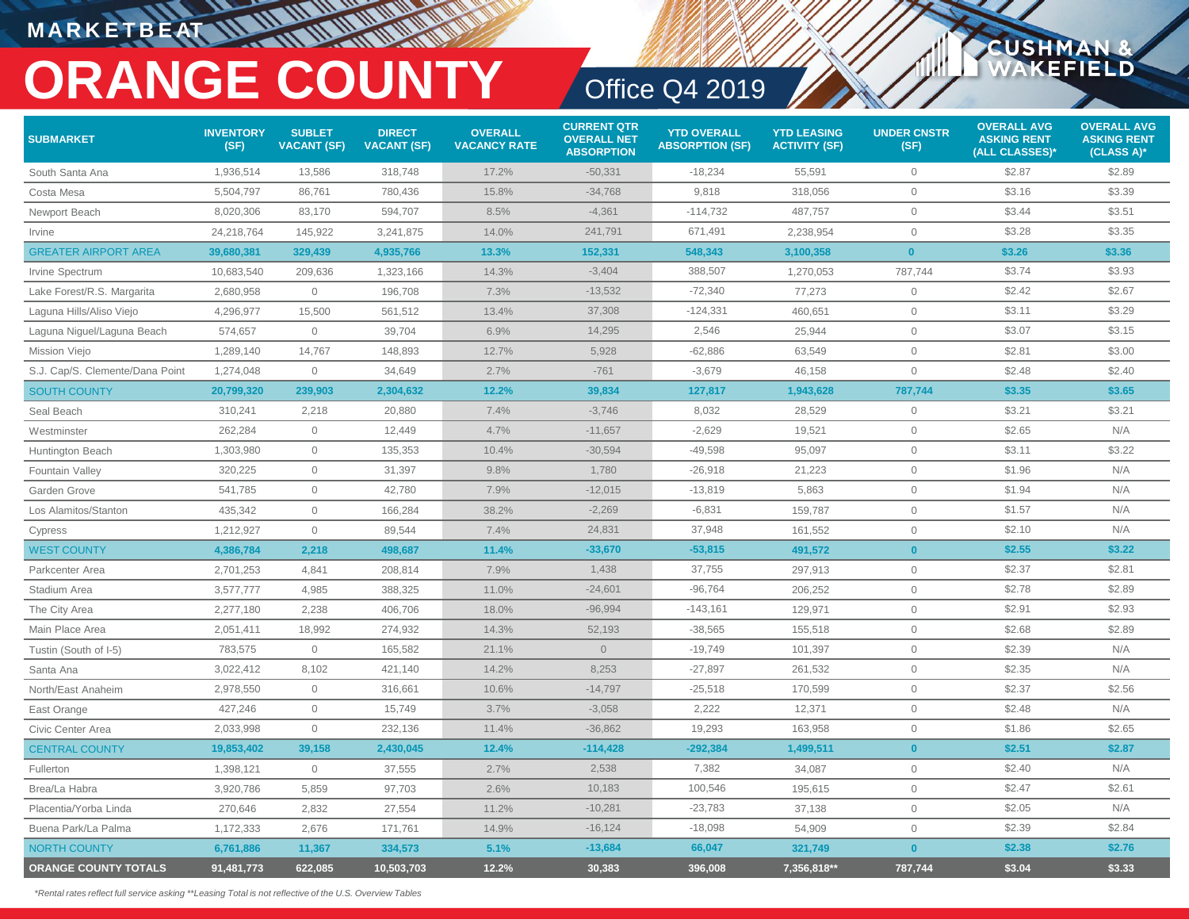MARKETBEAT

# ORANGE COUNTY

## Office Q4 2019

| SUBMARKET | INVENTORY (SF) | SUBLET VACANT (SF) | DIRECT VACANT (SF) | OVERALL VACANCY RATE | CURRENT QTR OVERALL NET ABSORPTION | YTD OVERALL ABSORPTION (SF) | YTD LEASING ACTIVITY (SF) | UNDER CNSTR (SF) | OVERALL AVG ASKING RENT (ALL CLASSES)* | OVERALL AVG ASKING RENT (CLASS A)* |
|---|---|---|---|---|---|---|---|---|---|---|
| South Santa Ana | 1,936,514 | 13,586 | 318,748 | 17.2% | -50,331 | -18,234 | 55,591 | 0 | $2.87 | $2.89 |
| Costa Mesa | 5,504,797 | 86,761 | 780,436 | 15.8% | -34,768 | 9,818 | 318,056 | 0 | $3.16 | $3.39 |
| Newport Beach | 8,020,306 | 83,170 | 594,707 | 8.5% | -4,361 | -114,732 | 487,757 | 0 | $3.44 | $3.51 |
| Irvine | 24,218,764 | 145,922 | 3,241,875 | 14.0% | 241,791 | 671,491 | 2,238,954 | 0 | $3.28 | $3.35 |
| **GREATER AIRPORT AREA** | **39,680,381** | **329,439** | **4,935,766** | **13.3%** | **152,331** | **548,343** | **3,100,358** | **0** | **$3.26** | **$3.36** |
| Irvine Spectrum | 10,683,540 | 209,636 | 1,323,166 | 14.3% | -3,404 | 388,507 | 1,270,053 | 787,744 | $3.74 | $3.93 |
| Lake Forest/R.S. Margarita | 2,680,958 | 0 | 196,708 | 7.3% | -13,532 | -72,340 | 77,273 | 0 | $2.42 | $2.67 |
| Laguna Hills/Aliso Viejo | 4,296,977 | 15,500 | 561,512 | 13.4% | 37,308 | -124,331 | 460,651 | 0 | $3.11 | $3.29 |
| Laguna Niguel/Laguna Beach | 574,657 | 0 | 39,704 | 6.9% | 14,295 | 2,546 | 25,944 | 0 | $3.07 | $3.15 |
| Mission Viejo | 1,289,140 | 14,767 | 148,893 | 12.7% | 5,928 | -62,886 | 63,549 | 0 | $2.81 | $3.00 |
| S.J. Cap/S. Clemente/Dana Point | 1,274,048 | 0 | 34,649 | 2.7% | -761 | -3,679 | 46,158 | 0 | $2.48 | $2.40 |
| **SOUTH COUNTY** | **20,799,320** | **239,903** | **2,304,632** | **12.2%** | **39,834** | **127,817** | **1,943,628** | **787,744** | **$3.35** | **$3.65** |
| Seal Beach | 310,241 | 2,218 | 20,880 | 7.4% | -3,746 | 8,032 | 28,529 | 0 | $3.21 | $3.21 |
| Westminster | 262,284 | 0 | 12,449 | 4.7% | -11,657 | -2,629 | 19,521 | 0 | $2.65 | N/A |
| Huntington Beach | 1,303,980 | 0 | 135,353 | 10.4% | -30,594 | -49,598 | 95,097 | 0 | $3.11 | $3.22 |
| Fountain Valley | 320,225 | 0 | 31,397 | 9.8% | 1,780 | -26,918 | 21,223 | 0 | $1.96 | N/A |
| Garden Grove | 541,785 | 0 | 42,780 | 7.9% | -12,015 | -13,819 | 5,863 | 0 | $1.94 | N/A |
| Los Alamitos/Stanton | 435,342 | 0 | 166,284 | 38.2% | -2,269 | -6,831 | 159,787 | 0 | $1.57 | N/A |
| Cypress | 1,212,927 | 0 | 89,544 | 7.4% | 24,831 | 37,948 | 161,552 | 0 | $2.10 | N/A |
| **WEST COUNTY** | **4,386,784** | **2,218** | **498,687** | **11.4%** | **-33,670** | **-53,815** | **491,572** | **0** | **$2.55** | **$3.22** |
| Parkcenter Area | 2,701,253 | 4,841 | 208,814 | 7.9% | 1,438 | 37,755 | 297,913 | 0 | $2.37 | $2.81 |
| Stadium Area | 3,577,777 | 4,985 | 388,325 | 11.0% | -24,601 | -96,764 | 206,252 | 0 | $2.78 | $2.89 |
| The City Area | 2,277,180 | 2,238 | 406,706 | 18.0% | -96,994 | -143,161 | 129,971 | 0 | $2.91 | $2.93 |
| Main Place Area | 2,051,411 | 18,992 | 274,932 | 14.3% | 52,193 | -38,565 | 155,518 | 0 | $2.68 | $2.89 |
| Tustin (South of I-5) | 783,575 | 0 | 165,582 | 21.1% | 0 | -19,749 | 101,397 | 0 | $2.39 | N/A |
| Santa Ana | 3,022,412 | 8,102 | 421,140 | 14.2% | 8,253 | -27,897 | 261,532 | 0 | $2.35 | N/A |
| North/East Anaheim | 2,978,550 | 0 | 316,661 | 10.6% | -14,797 | -25,518 | 170,599 | 0 | $2.37 | $2.56 |
| East Orange | 427,246 | 0 | 15,749 | 3.7% | -3,058 | 2,222 | 12,371 | 0 | $2.48 | N/A |
| Civic Center Area | 2,033,998 | 0 | 232,136 | 11.4% | -36,862 | 19,293 | 163,958 | 0 | $1.86 | $2.65 |
| **CENTRAL COUNTY** | **19,853,402** | **39,158** | **2,430,045** | **12.4%** | **-114,428** | **-292,384** | **1,499,511** | **0** | **$2.51** | **$2.87** |
| Fullerton | 1,398,121 | 0 | 37,555 | 2.7% | 2,538 | 7,382 | 34,087 | 0 | $2.40 | N/A |
| Brea/La Habra | 3,920,786 | 5,859 | 97,703 | 2.6% | 10,183 | 100,546 | 195,615 | 0 | $2.47 | $2.61 |
| Placentia/Yorba Linda | 270,646 | 2,832 | 27,554 | 11.2% | -10,281 | -23,783 | 37,138 | 0 | $2.05 | N/A |
| Buena Park/La Palma | 1,172,333 | 2,676 | 171,761 | 14.9% | -16,124 | -18,098 | 54,909 | 0 | $2.39 | $2.84 |
| **NORTH COUNTY** | **6,761,886** | **11,367** | **334,573** | **5.1%** | **-13,684** | **66,047** | **321,749** | **0** | **$2.38** | **$2.76** |
| **ORANGE COUNTY TOTALS** | **91,481,773** | **622,085** | **10,503,703** | **12.2%** | **30,383** | **396,008** | **7,356,818**** | **787,744** | **$3.04** | **$3.33** |

*Rental rates reflect full service asking **Leasing Total is not reflective of the U.S. Overview Tables*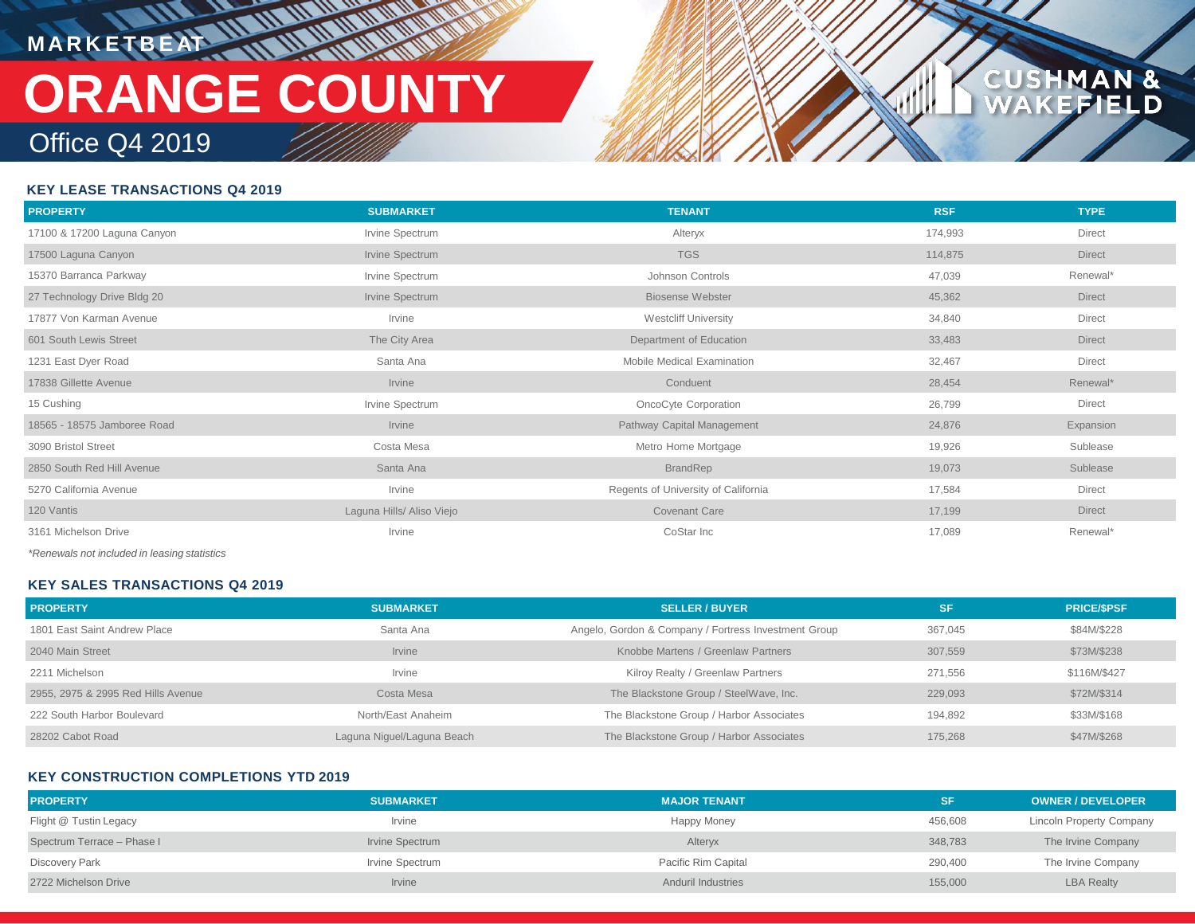MARKETBEAT

# ORANGE COUNTY

## Office Q4 2019

### KEY LEASE TRANSACTIONS Q4 2019

| PROPERTY | SUBMARKET | TENANT | RSF | TYPE |
|---|---|---|---|---|
| 17100 & 17200 Laguna Canyon | Irvine Spectrum | Alteryx | 174,993 | Direct |
| 17500 Laguna Canyon | Irvine Spectrum | TGS | 114,875 | Direct |
| 15370 Barranca Parkway | Irvine Spectrum | Johnson Controls | 47,039 | Renewal* |
| 27 Technology Drive Bldg 20 | Irvine Spectrum | Biosense Webster | 45,362 | Direct |
| 17877 Von Karman Avenue | Irvine | Westcliff University | 34,840 | Direct |
| 601 South Lewis Street | The City Area | Department of Education | 33,483 | Direct |
| 1231 East Dyer Road | Santa Ana | Mobile Medical Examination | 32,467 | Direct |
| 17838 Gillette Avenue | Irvine | Conduent | 28,454 | Renewal* |
| 15 Cushing | Irvine Spectrum | OncoCyte Corporation | 26,799 | Direct |
| 18565 - 18575 Jamboree Road | Irvine | Pathway Capital Management | 24,876 | Expansion |
| 3090 Bristol Street | Costa Mesa | Metro Home Mortgage | 19,926 | Sublease |
| 2850 South Red Hill Avenue | Santa Ana | BrandRep | 19,073 | Sublease |
| 5270 California Avenue | Irvine | Regents of University of California | 17,584 | Direct |
| 120 Vantis | Laguna Hills/ Aliso Viejo | Covenant Care | 17,199 | Direct |
| 3161 Michelson Drive | Irvine | CoStar Inc | 17,089 | Renewal* |

*\*Renewals not included in leasing statistics*

### KEY SALES TRANSACTIONS Q4 2019

| PROPERTY | SUBMARKET | SELLER / BUYER | SF | PRICE/$PSF |
|---|---|---|---|---|
| 1801 East Saint Andrew Place | Santa Ana | Angelo, Gordon & Company / Fortress Investment Group | 367,045 | $84M/$228 |
| 2040 Main Street | Irvine | Knobbe Martens / Greenlaw Partners | 307,559 | $73M/$238 |
| 2211 Michelson | Irvine | Kilroy Realty / Greenlaw Partners | 271,556 | $116M/$427 |
| 2955, 2975 & 2995 Red Hills Avenue | Costa Mesa | The Blackstone Group / SteelWave, Inc. | 229,093 | $72M/$314 |
| 222 South Harbor Boulevard | North/East Anaheim | The Blackstone Group / Harbor Associates | 194,892 | $33M/$168 |
| 28202 Cabot Road | Laguna Niguel/Laguna Beach | The Blackstone Group / Harbor Associates | 175,268 | $47M/$268 |

### KEY CONSTRUCTION COMPLETIONS YTD 2019

| PROPERTY | SUBMARKET | MAJOR TENANT | SF | OWNER / DEVELOPER |
|---|---|---|---|---|
| Flight @ Tustin Legacy | Irvine | Happy Money | 456,608 | Lincoln Property Company |
| Spectrum Terrace – Phase I | Irvine Spectrum | Alteryx | 348,783 | The Irvine Company |
| Discovery Park | Irvine Spectrum | Pacific Rim Capital | 290,400 | The Irvine Company |
| 2722 Michelson Drive | Irvine | Anduril Industries | 155,000 | LBA Realty |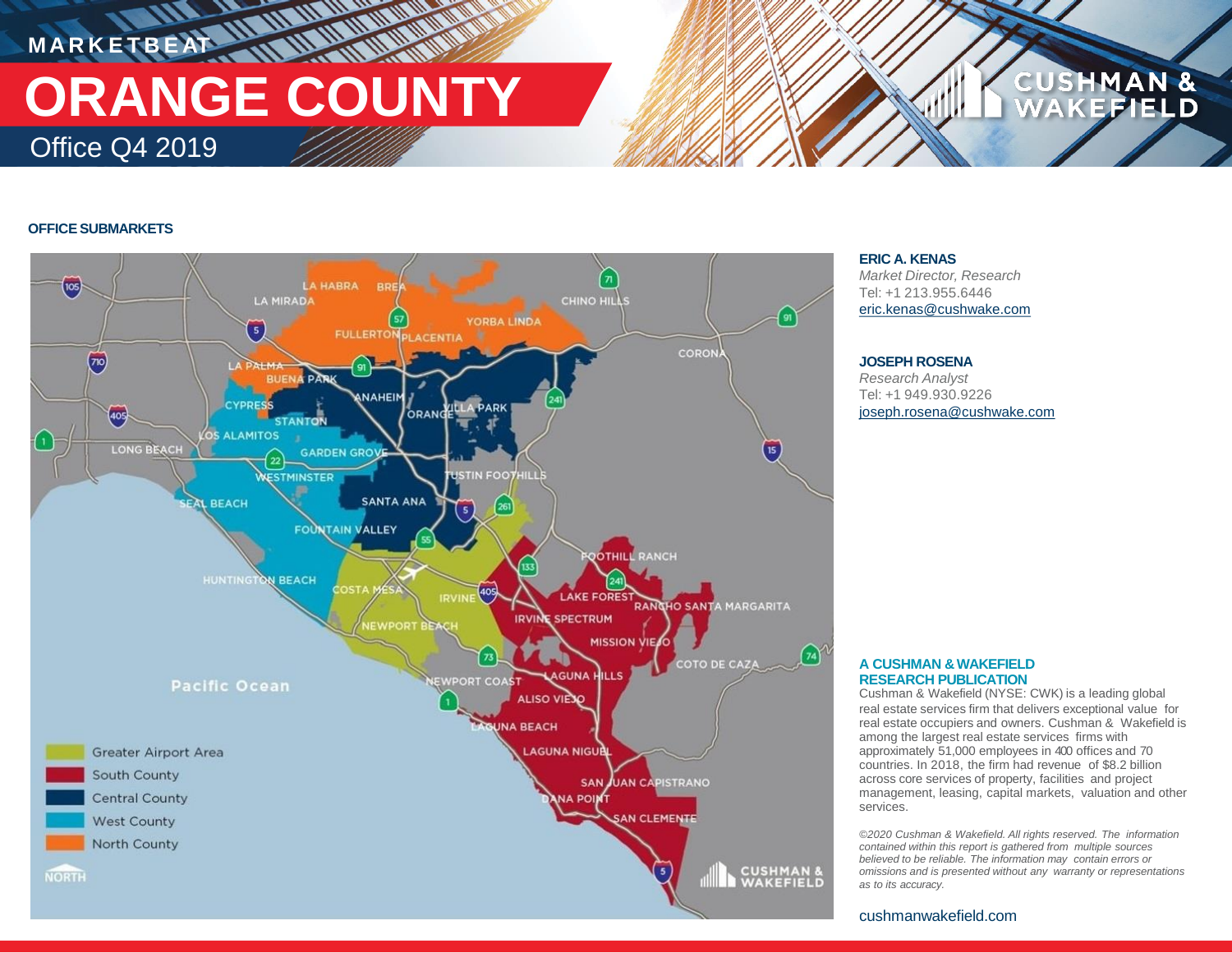MARKETBEAT

# ORANGE COUNTY

Office Q4 2019

### OFFICE SUBMARKETS

Greater Airport Area

South County

Central County

West County

North County

**ERIC A. KENAS**
*Market Director, Research*
Tel: +1 213.955.6446
eric.kenas@cushwake.com

**JOSEPH ROSENA**
*Research Analyst*
Tel: +1 949.930.9226
joseph.rosena@cushwake.com

**A CUSHMAN & WAKEFIELD RESEARCH PUBLICATION**

Cushman & Wakefield (NYSE: CWK) is a leading global real estate services firm that delivers exceptional value for real estate occupiers and owners. Cushman & Wakefield is among the largest real estate services firms with approximately 51,000 employees in 400 offices and 70 countries. In 2018, the firm had revenue of $8.2 billion across core services of property, facilities and project management, leasing, capital markets, valuation and other services.

*©2020 Cushman & Wakefield. All rights reserved. The information contained within this report is gathered from multiple sources believed to be reliable. The information may contain errors or omissions and is presented without any warranty or representations as to its accuracy.*

cushmanwakefield.com